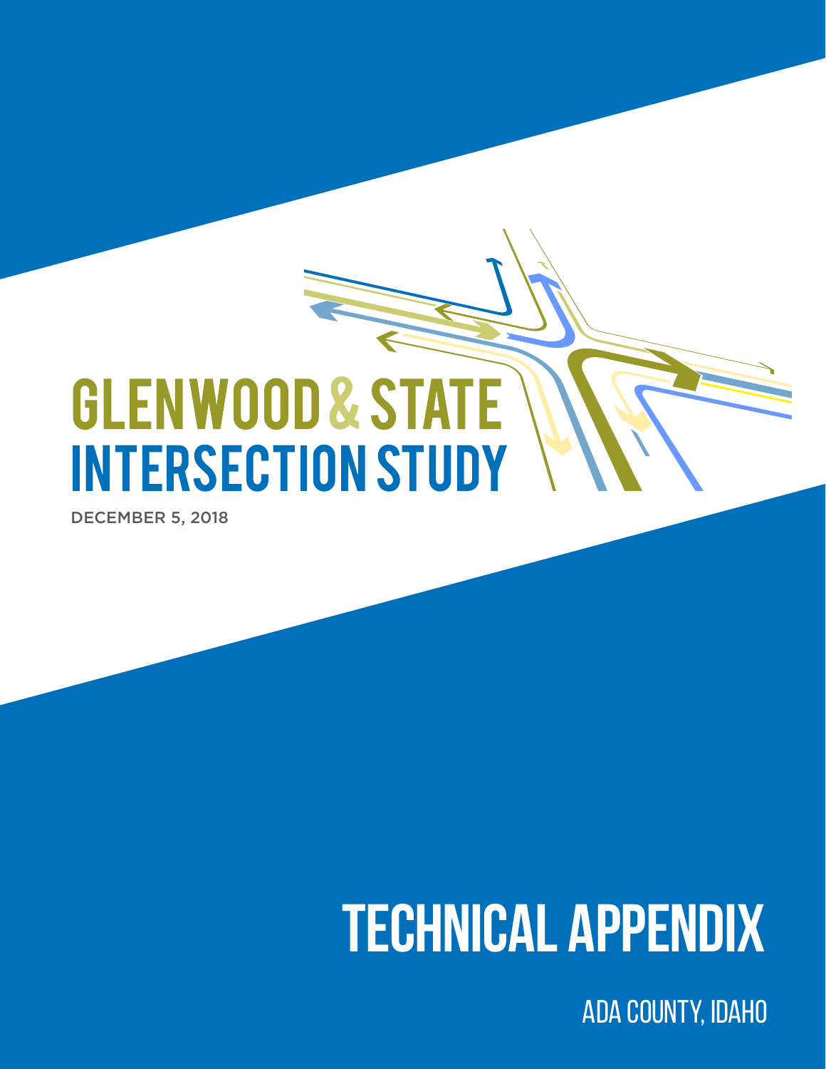# GLENWOOD & STATE INTERSECTION STUDY

DECEMBER 5, 2018

# TECHNICAL APPENDIX

ADA COUNTY, IDAHO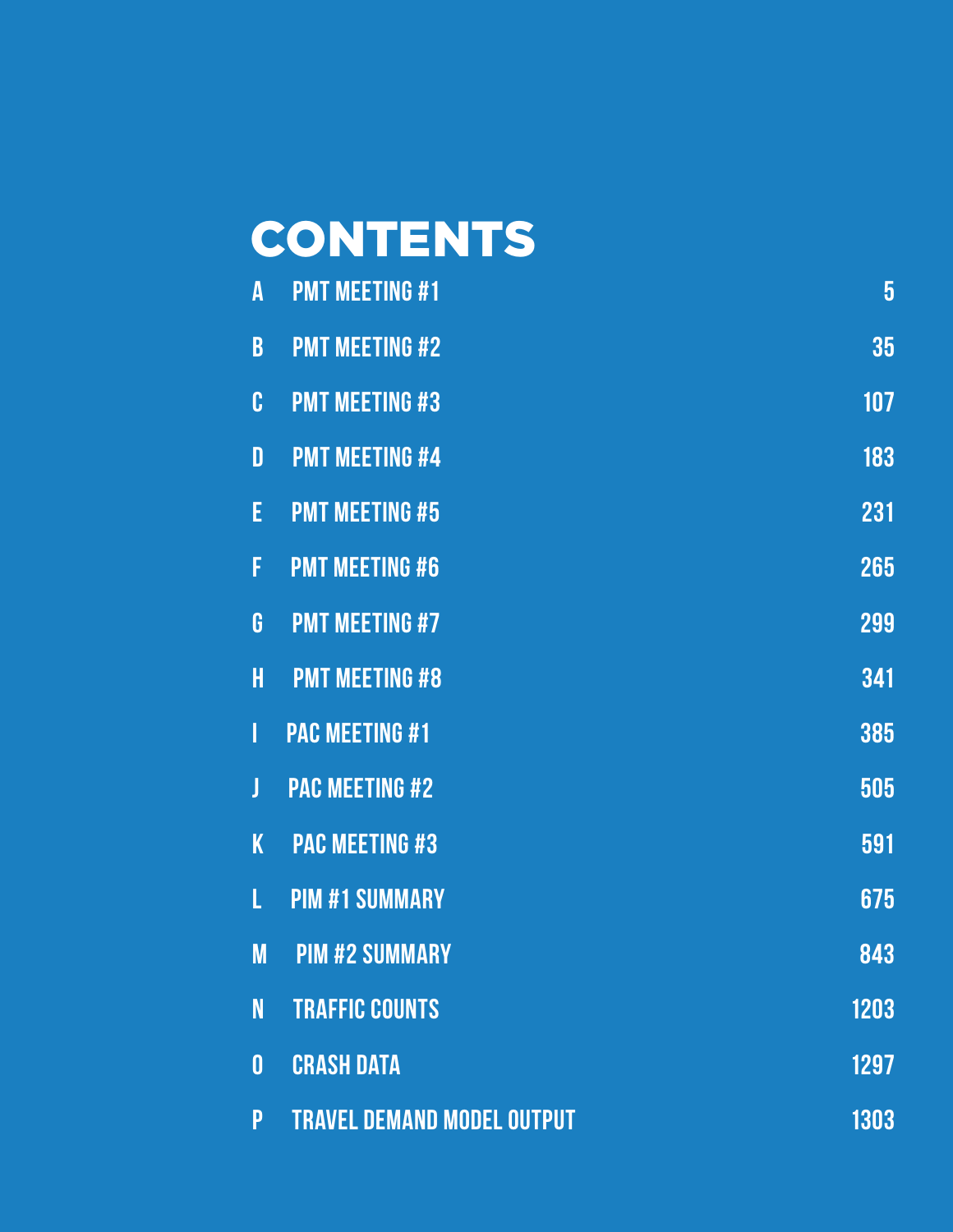# CONTENTS

| | | |
|---|---|---|
| A | PMT MEETING #1 | 5 |
| B | PMT MEETING #2 | 35 |
| C | PMT MEETING #3 | 107 |
| D | PMT MEETING #4 | 183 |
| E | PMT MEETING #5 | 231 |
| F | PMT MEETING #6 | 265 |
| G | PMT MEETING #7 | 299 |
| H | PMT MEETING #8 | 341 |
| I | PAC MEETING #1 | 385 |
| J | PAC MEETING #2 | 505 |
| K | PAC MEETING #3 | 591 |
| L | PIM #1 SUMMARY | 675 |
| M | PIM #2 SUMMARY | 843 |
| N | TRAFFIC COUNTS | 1203 |
| O | CRASH DATA | 1297 |
| P | TRAVEL DEMAND MODEL OUTPUT | 1303 |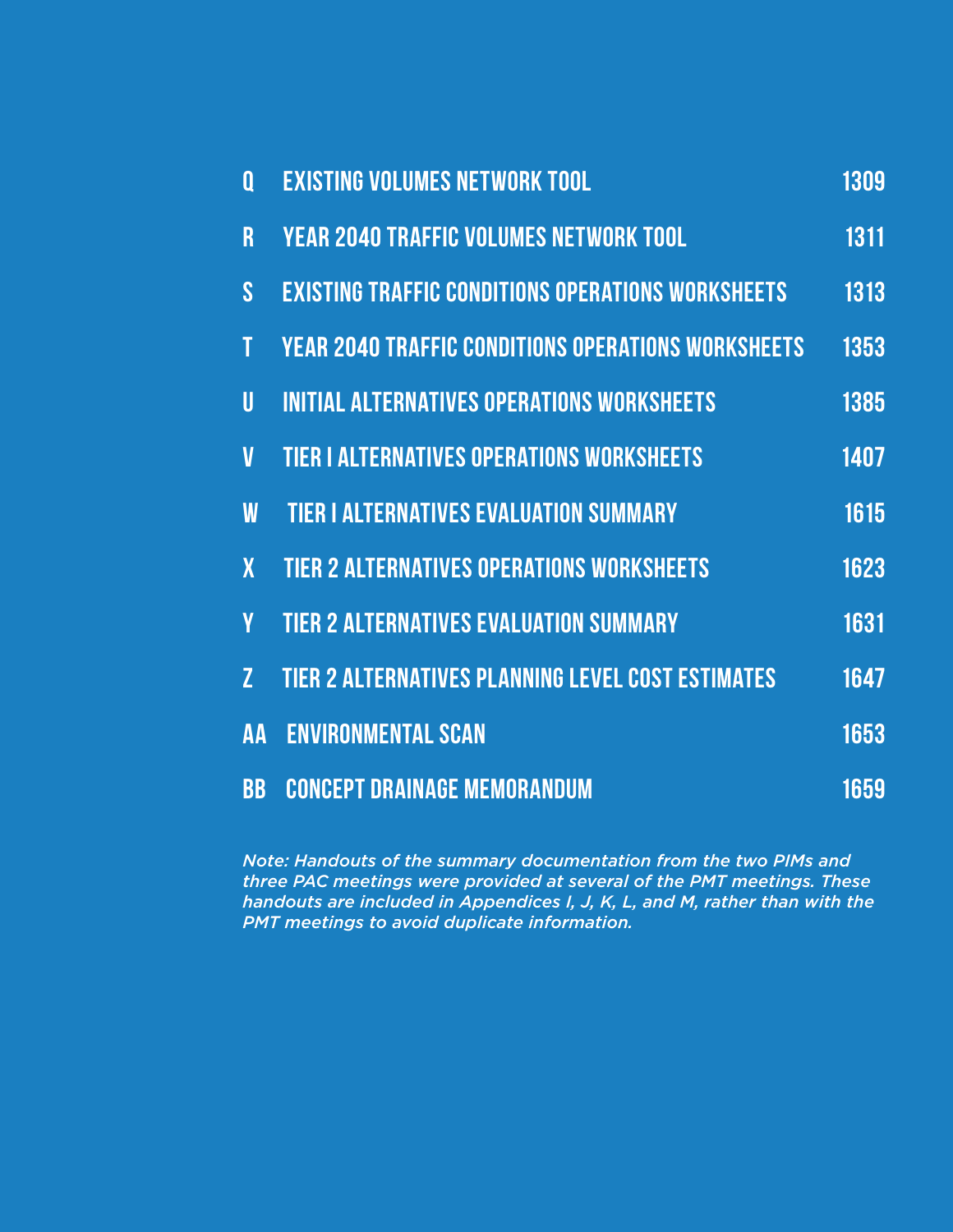| | | |
|---|---|---|
| Q | EXISTING VOLUMES NETWORK TOOL | 1309 |
| R | YEAR 2040 TRAFFIC VOLUMES NETWORK TOOL | 1311 |
| S | EXISTING TRAFFIC CONDITIONS OPERATIONS WORKSHEETS | 1313 |
| T | YEAR 2040 TRAFFIC CONDITIONS OPERATIONS WORKSHEETS | 1353 |
| U | INITIAL ALTERNATIVES OPERATIONS WORKSHEETS | 1385 |
| V | TIER I ALTERNATIVES OPERATIONS WORKSHEETS | 1407 |
| W | TIER I ALTERNATIVES EVALUATION SUMMARY | 1615 |
| X | TIER 2 ALTERNATIVES OPERATIONS WORKSHEETS | 1623 |
| Y | TIER 2 ALTERNATIVES EVALUATION SUMMARY | 1631 |
| Z | TIER 2 ALTERNATIVES PLANNING LEVEL COST ESTIMATES | 1647 |
| AA | ENVIRONMENTAL SCAN | 1653 |
| BB | CONCEPT DRAINAGE MEMORANDUM | 1659 |

*Note: Handouts of the summary documentation from the two PIMs and three PAC meetings were provided at several of the PMT meetings. These handouts are included in Appendices I, J, K, L, and M, rather than with the PMT meetings to avoid duplicate information.*